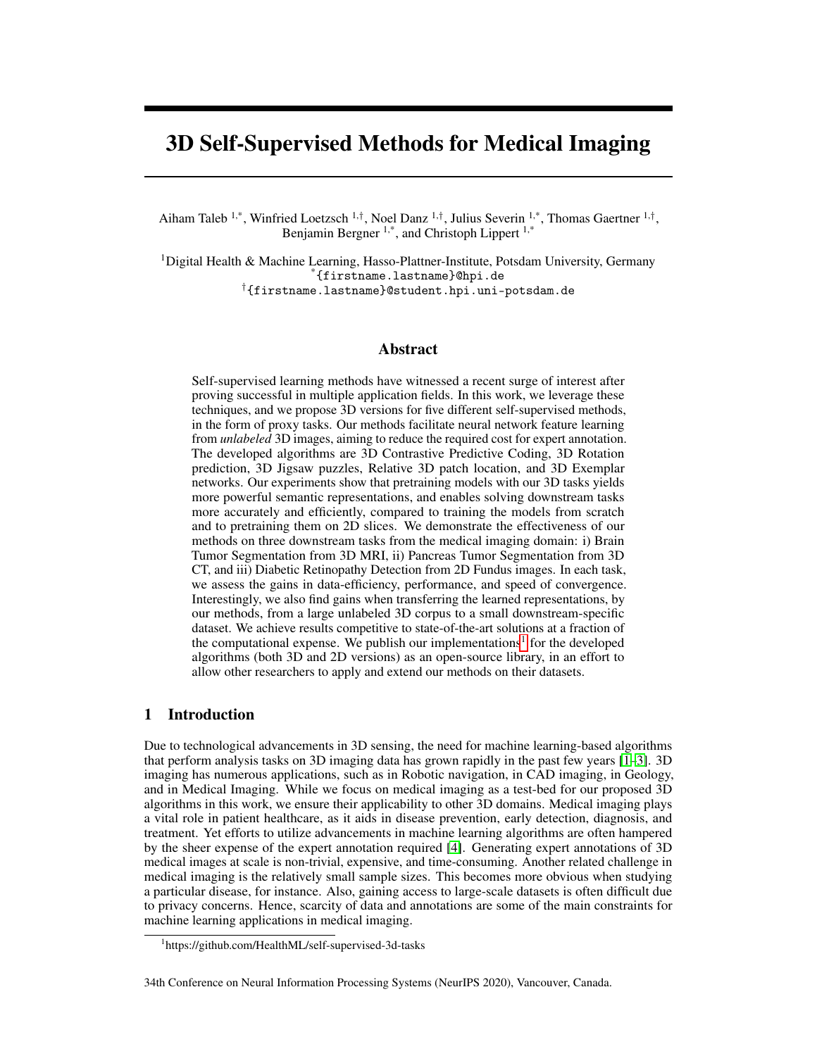# 3D Self-Supervised Methods for Medical Imaging

Aiham Taleb [1,*], Winfried Loetzsch [1,†], Noel Danz [1,†], Julius Severin [1,*], Thomas Gaertner [1,†], Benjamin Bergner [1,*], and Christoph Lippert [1,*]

[1]Digital Health & Machine Learning, Hasso-Plattner-Institute, Potsdam University, Germany
[*]{firstname.lastname}@hpi.de
[†]{firstname.lastname}@student.hpi.uni-potsdam.de

## Abstract

Self-supervised learning methods have witnessed a recent surge of interest after proving successful in multiple application fields. In this work, we leverage these techniques, and we propose 3D versions for five different self-supervised methods, in the form of proxy tasks. Our methods facilitate neural network feature learning from *unlabeled* 3D images, aiming to reduce the required cost for expert annotation. The developed algorithms are 3D Contrastive Predictive Coding, 3D Rotation prediction, 3D Jigsaw puzzles, Relative 3D patch location, and 3D Exemplar networks. Our experiments show that pretraining models with our 3D tasks yields more powerful semantic representations, and enables solving downstream tasks more accurately and efficiently, compared to training the models from scratch and to pretraining them on 2D slices. We demonstrate the effectiveness of our methods on three downstream tasks from the medical imaging domain: i) Brain Tumor Segmentation from 3D MRI, ii) Pancreas Tumor Segmentation from 3D CT, and iii) Diabetic Retinopathy Detection from 2D Fundus images. In each task, we assess the gains in data-efficiency, performance, and speed of convergence. Interestingly, we also find gains when transferring the learned representations, by our methods, from a large unlabeled 3D corpus to a small downstream-specific dataset. We achieve results competitive to state-of-the-art solutions at a fraction of the computational expense. We publish our implementations[1] for the developed algorithms (both 3D and 2D versions) as an open-source library, in an effort to allow other researchers to apply and extend our methods on their datasets.

## 1 Introduction

Due to technological advancements in 3D sensing, the need for machine learning-based algorithms that perform analysis tasks on 3D imaging data has grown rapidly in the past few years [1–3]. 3D imaging has numerous applications, such as in Robotic navigation, in CAD imaging, in Geology, and in Medical Imaging. While we focus on medical imaging as a test-bed for our proposed 3D algorithms in this work, we ensure their applicability to other 3D domains. Medical imaging plays a vital role in patient healthcare, as it aids in disease prevention, early detection, diagnosis, and treatment. Yet efforts to utilize advancements in machine learning algorithms are often hampered by the sheer expense of the expert annotation required [4]. Generating expert annotations of 3D medical images at scale is non-trivial, expensive, and time-consuming. Another related challenge in medical imaging is the relatively small sample sizes. This becomes more obvious when studying a particular disease, for instance. Also, gaining access to large-scale datasets is often difficult due to privacy concerns. Hence, scarcity of data and annotations are some of the main constraints for machine learning applications in medical imaging.

[1]https://github.com/HealthML/self-supervised-3d-tasks

34th Conference on Neural Information Processing Systems (NeurIPS 2020), Vancouver, Canada.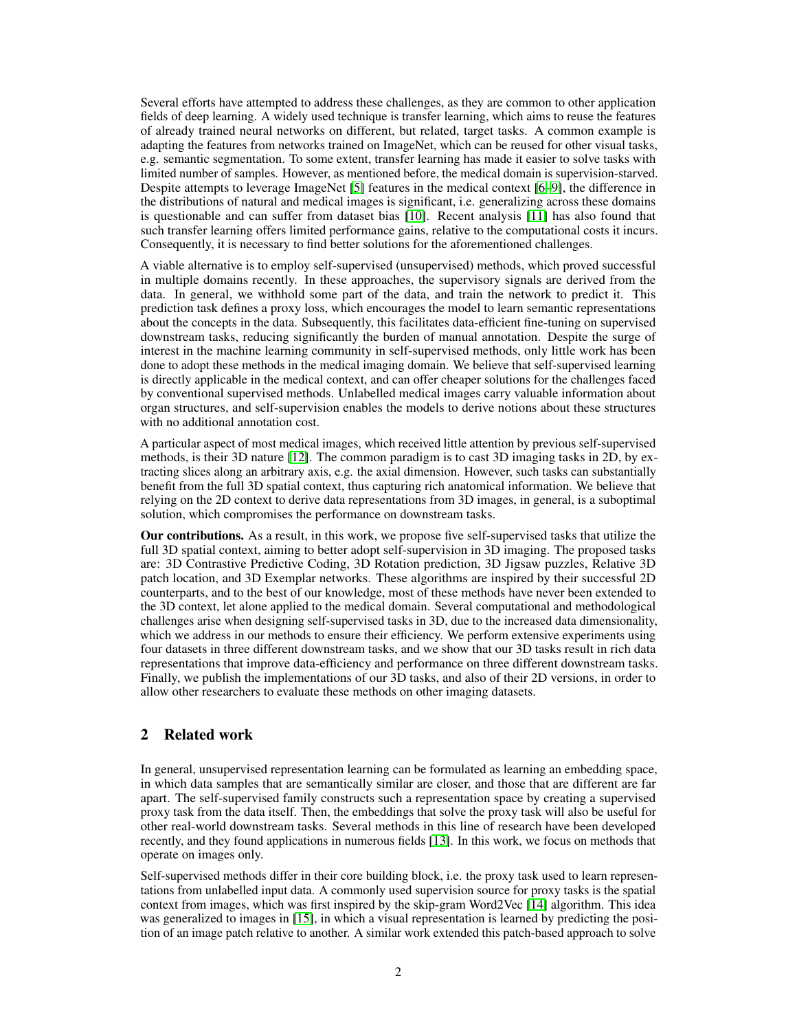Several efforts have attempted to address these challenges, as they are common to other application fields of deep learning. A widely used technique is transfer learning, which aims to reuse the features of already trained neural networks on different, but related, target tasks. A common example is adapting the features from networks trained on ImageNet, which can be reused for other visual tasks, e.g. semantic segmentation. To some extent, transfer learning has made it easier to solve tasks with limited number of samples. However, as mentioned before, the medical domain is supervision-starved. Despite attempts to leverage ImageNet [5] features in the medical context [6–9], the difference in the distributions of natural and medical images is significant, i.e. generalizing across these domains is questionable and can suffer from dataset bias [10]. Recent analysis [11] has also found that such transfer learning offers limited performance gains, relative to the computational costs it incurs. Consequently, it is necessary to find better solutions for the aforementioned challenges.

A viable alternative is to employ self-supervised (unsupervised) methods, which proved successful in multiple domains recently. In these approaches, the supervisory signals are derived from the data. In general, we withhold some part of the data, and train the network to predict it. This prediction task defines a proxy loss, which encourages the model to learn semantic representations about the concepts in the data. Subsequently, this facilitates data-efficient fine-tuning on supervised downstream tasks, reducing significantly the burden of manual annotation. Despite the surge of interest in the machine learning community in self-supervised methods, only little work has been done to adopt these methods in the medical imaging domain. We believe that self-supervised learning is directly applicable in the medical context, and can offer cheaper solutions for the challenges faced by conventional supervised methods. Unlabelled medical images carry valuable information about organ structures, and self-supervision enables the models to derive notions about these structures with no additional annotation cost.

A particular aspect of most medical images, which received little attention by previous self-supervised methods, is their 3D nature [12]. The common paradigm is to cast 3D imaging tasks in 2D, by extracting slices along an arbitrary axis, e.g. the axial dimension. However, such tasks can substantially benefit from the full 3D spatial context, thus capturing rich anatomical information. We believe that relying on the 2D context to derive data representations from 3D images, in general, is a suboptimal solution, which compromises the performance on downstream tasks.

**Our contributions.** As a result, in this work, we propose five self-supervised tasks that utilize the full 3D spatial context, aiming to better adopt self-supervision in 3D imaging. The proposed tasks are: 3D Contrastive Predictive Coding, 3D Rotation prediction, 3D Jigsaw puzzles, Relative 3D patch location, and 3D Exemplar networks. These algorithms are inspired by their successful 2D counterparts, and to the best of our knowledge, most of these methods have never been extended to the 3D context, let alone applied to the medical domain. Several computational and methodological challenges arise when designing self-supervised tasks in 3D, due to the increased data dimensionality, which we address in our methods to ensure their efficiency. We perform extensive experiments using four datasets in three different downstream tasks, and we show that our 3D tasks result in rich data representations that improve data-efficiency and performance on three different downstream tasks. Finally, we publish the implementations of our 3D tasks, and also of their 2D versions, in order to allow other researchers to evaluate these methods on other imaging datasets.

## 2 Related work

In general, unsupervised representation learning can be formulated as learning an embedding space, in which data samples that are semantically similar are closer, and those that are different are far apart. The self-supervised family constructs such a representation space by creating a supervised proxy task from the data itself. Then, the embeddings that solve the proxy task will also be useful for other real-world downstream tasks. Several methods in this line of research have been developed recently, and they found applications in numerous fields [13]. In this work, we focus on methods that operate on images only.

Self-supervised methods differ in their core building block, i.e. the proxy task used to learn representations from unlabelled input data. A commonly used supervision source for proxy tasks is the spatial context from images, which was first inspired by the skip-gram Word2Vec [14] algorithm. This idea was generalized to images in [15], in which a visual representation is learned by predicting the position of an image patch relative to another. A similar work extended this patch-based approach to solve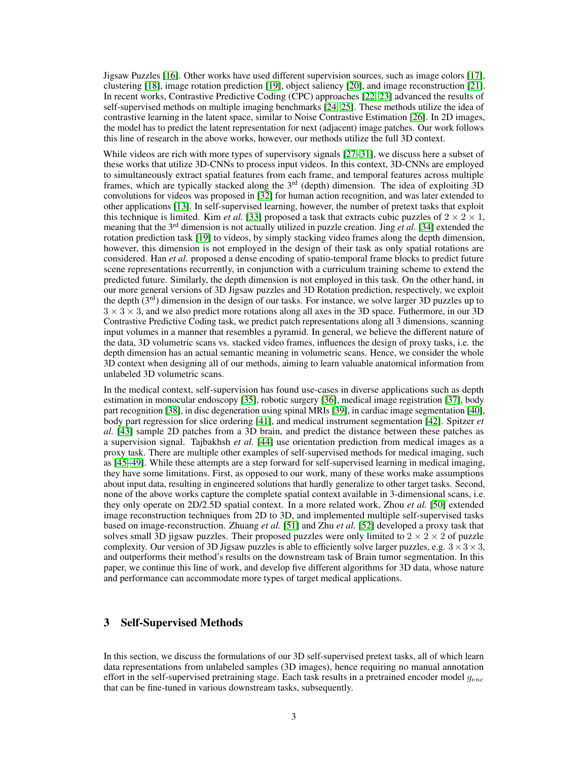Jigsaw Puzzles [16]. Other works have used different supervision sources, such as image colors [17], clustering [18], image rotation prediction [19], object saliency [20], and image reconstruction [21]. In recent works, Contrastive Predictive Coding (CPC) approaches [22, 23] advanced the results of self-supervised methods on multiple imaging benchmarks [24, 25]. These methods utilize the idea of contrastive learning in the latent space, similar to Noise Contrastive Estimation [26]. In 2D images, the model has to predict the latent representation for next (adjacent) image patches. Our work follows this line of research in the above works, however, our methods utilize the full 3D context.

While videos are rich with more types of supervisory signals [27–31], we discuss here a subset of these works that utilize 3D-CNNs to process input videos. In this context, 3D-CNNs are employed to simultaneously extract spatial features from each frame, and temporal features across multiple frames, which are typically stacked along the 3rd (depth) dimension. The idea of exploiting 3D convolutions for videos was proposed in [32] for human action recognition, and was later extended to other applications [13]. In self-supervised learning, however, the number of pretext tasks that exploit this technique is limited. Kim *et al.* [33] proposed a task that extracts cubic puzzles of $2 \times 2 \times 1$, meaning that the 3rd dimension is not actually utilized in puzzle creation. Jing *et al.* [34] extended the rotation prediction task [19] to videos, by simply stacking video frames along the depth dimension, however, this dimension is not employed in the design of their task as only spatial rotations are considered. Han *et al.* proposed a dense encoding of spatio-temporal frame blocks to predict future scene representations recurrently, in conjunction with a curriculum training scheme to extend the predicted future. Similarly, the depth dimension is not employed in this task. On the other hand, in our more general versions of 3D Jigsaw puzzles and 3D Rotation prediction, respectively, we exploit the depth (3rd) dimension in the design of our tasks. For instance, we solve larger 3D puzzles up to $3 \times 3 \times 3$, and we also predict more rotations along all axes in the 3D space. Futhermore, in our 3D Contrastive Predictive Coding task, we predict patch representations along all 3 dimensions, scanning input volumes in a manner that resembles a pyramid. In general, we believe the different nature of the data, 3D volumetric scans vs. stacked video frames, influences the design of proxy tasks, i.e. the depth dimension has an actual semantic meaning in volumetric scans. Hence, we consider the whole 3D context when designing all of our methods, aiming to learn valuable anatomical information from unlabeled 3D volumetric scans.

In the medical context, self-supervision has found use-cases in diverse applications such as depth estimation in monocular endoscopy [35], robotic surgery [36], medical image registration [37], body part recognition [38], in disc degeneration using spinal MRIs [39], in cardiac image segmentation [40], body part regression for slice ordering [41], and medical instrument segmentation [42]. Spitzer *et al.* [43] sample 2D patches from a 3D brain, and predict the distance between these patches as a supervision signal. Tajbakhsh *et al.* [44] use orientation prediction from medical images as a proxy task. There are multiple other examples of self-supervised methods for medical imaging, such as [45–49]. While these attempts are a step forward for self-supervised learning in medical imaging, they have some limitations. First, as opposed to our work, many of these works make assumptions about input data, resulting in engineered solutions that hardly generalize to other target tasks. Second, none of the above works capture the complete spatial context available in 3-dimensional scans, i.e. they only operate on 2D/2.5D spatial context. In a more related work, Zhou *et al.* [50] extended image reconstruction techniques from 2D to 3D, and implemented multiple self-supervised tasks based on image-reconstruction. Zhuang *et al.* [51] and Zhu *et al.* [52] developed a proxy task that solves small 3D jigsaw puzzles. Their proposed puzzles were only limited to $2 \times 2 \times 2$ of puzzle complexity. Our version of 3D Jigsaw puzzles is able to efficiently solve larger puzzles, e.g. $3 \times 3 \times 3$, and outperforms their method's results on the downstream task of Brain tumor segmentation. In this paper, we continue this line of work, and develop five different algorithms for 3D data, whose nature and performance can accommodate more types of target medical applications.

## 3 Self-Supervised Methods

In this section, we discuss the formulations of our 3D self-supervised pretext tasks, all of which learn data representations from unlabeled samples (3D images), hence requiring no manual annotation effort in the self-supervised pretraining stage. Each task results in a pretrained encoder model $g_{enc}$ that can be fine-tuned in various downstream tasks, subsequently.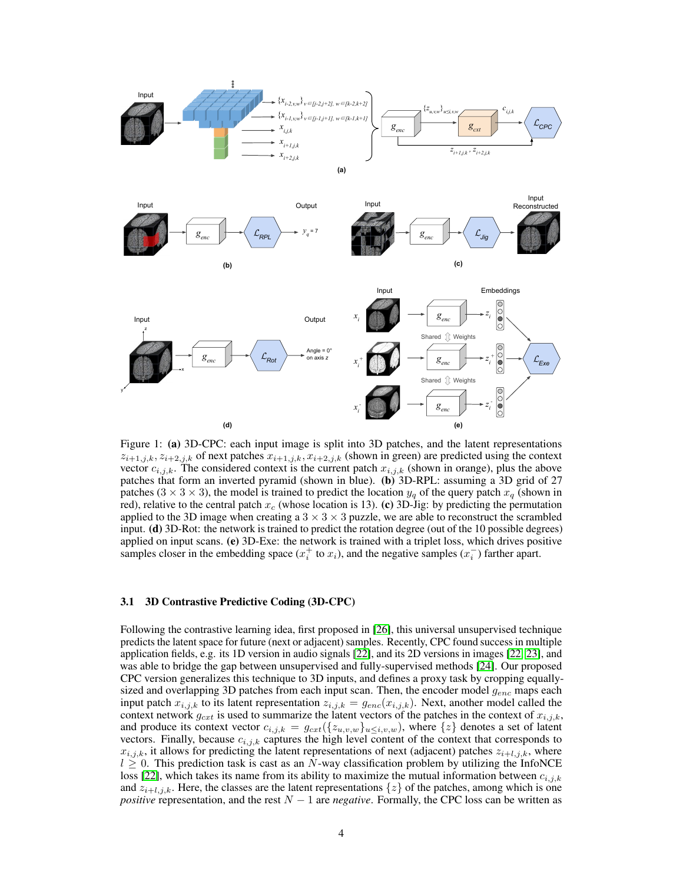Figure 1: **(a)** 3D-CPC: each input image is split into 3D patches, and the latent representations $z_{i+1,j,k}, z_{i+2,j,k}$ of next patches $x_{i+1,j,k}, x_{i+2,j,k}$ (shown in green) are predicted using the context vector $c_{i,j,k}$. The considered context is the current patch $x_{i,j,k}$ (shown in orange), plus the above patches that form an inverted pyramid (shown in blue). **(b)** 3D-RPL: assuming a 3D grid of 27 patches ($3 \times 3 \times 3$), the model is trained to predict the location $y_q$ of the query patch $x_q$ (shown in red), relative to the central patch $x_c$ (whose location is 13). **(c)** 3D-Jig: by predicting the permutation applied to the 3D image when creating a $3 \times 3 \times 3$ puzzle, we are able to reconstruct the scrambled input. **(d)** 3D-Rot: the network is trained to predict the rotation degree (out of the 10 possible degrees) applied on input scans. **(e)** 3D-Exe: the network is trained with a triplet loss, which drives positive samples closer in the embedding space ($x_i^+$ to $x_i$), and the negative samples ($x_i^-$) farther apart.

### 3.1 3D Contrastive Predictive Coding (3D-CPC)

Following the contrastive learning idea, first proposed in [26], this universal unsupervised technique predicts the latent space for future (next or adjacent) samples. Recently, CPC found success in multiple application fields, e.g. its 1D version in audio signals [22], and its 2D versions in images [22, 23], and was able to bridge the gap between unsupervised and fully-supervised methods [24]. Our proposed CPC version generalizes this technique to 3D inputs, and defines a proxy task by cropping equally-sized and overlapping 3D patches from each input scan. Then, the encoder model $g_{enc}$ maps each input patch $x_{i,j,k}$ to its latent representation $z_{i,j,k} = g_{enc}(x_{i,j,k})$. Next, another model called the context network $g_{cxt}$ is used to summarize the latent vectors of the patches in the context of $x_{i,j,k}$, and produce its context vector $c_{i,j,k} = g_{cxt}(\{z_{u,v,w}\}_{u \leq i,v,w})$, where $\{z\}$ denotes a set of latent vectors. Finally, because $c_{i,j,k}$ captures the high level content of the context that corresponds to $x_{i,j,k}$, it allows for predicting the latent representations of next (adjacent) patches $z_{i+l,j,k}$, where $l \geq 0$. This prediction task is cast as an $N$-way classification problem by utilizing the InfoNCE loss [22], which takes its name from its ability to maximize the mutual information between $c_{i,j,k}$ and $z_{i+l,j,k}$. Here, the classes are the latent representations $\{z\}$ of the patches, among which is one *positive* representation, and the rest $N-1$ are *negative*. Formally, the CPC loss can be written as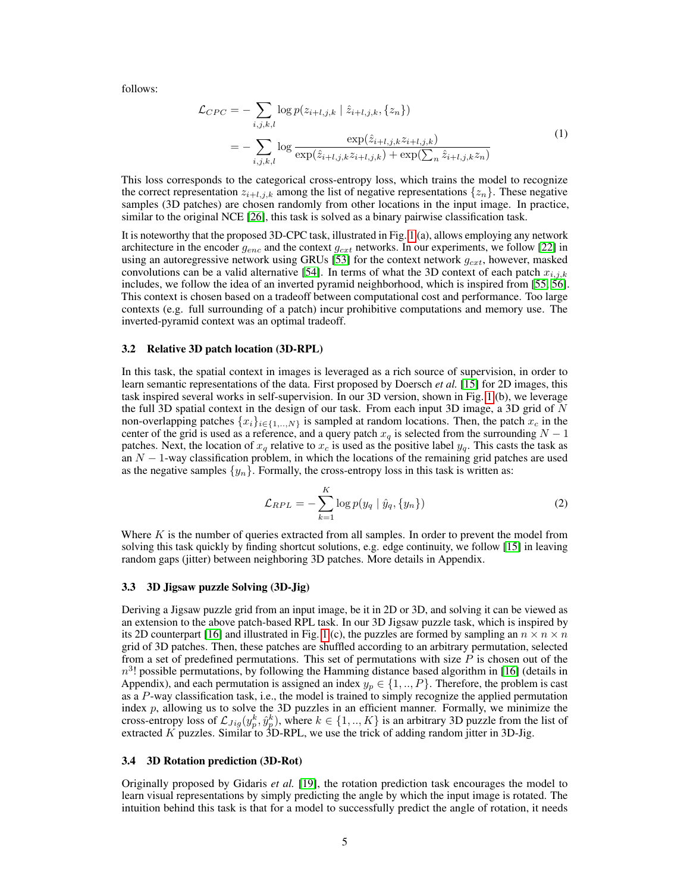follows:

$$
\begin{aligned}
\mathcal{L}_{CPC} &= -\sum_{i,j,k,l} \log p(z_{i+l,j,k} \mid \hat{z}_{i+l,j,k}, \{z_n\}) \\
&= -\sum_{i,j,k,l} \log \frac{\exp(\hat{z}_{i+l,j,k} z_{i+l,j,k})}{\exp(\hat{z}_{i+l,j,k} z_{i+l,j,k}) + \exp(\sum_n \hat{z}_{i+l,j,k} z_n)}
\end{aligned} \tag{1}
$$

This loss corresponds to the categorical cross-entropy loss, which trains the model to recognize the correct representation $z_{i+l,j,k}$ among the list of negative representations $\{z_n\}$. These negative samples (3D patches) are chosen randomly from other locations in the input image. In practice, similar to the original NCE [26], this task is solved as a binary pairwise classification task.

It is noteworthy that the proposed 3D-CPC task, illustrated in Fig. 1 (a), allows employing any network architecture in the encoder $g_{enc}$ and the context $g_{cxt}$ networks. In our experiments, we follow [22] in using an autoregressive network using GRUs [53] for the context network $g_{cxt}$, however, masked convolutions can be a valid alternative [54]. In terms of what the 3D context of each patch $x_{i,j,k}$ includes, we follow the idea of an inverted pyramid neighborhood, which is inspired from [55, 56]. This context is chosen based on a tradeoff between computational cost and performance. Too large contexts (e.g. full surrounding of a patch) incur prohibitive computations and memory use. The inverted-pyramid context was an optimal tradeoff.

### 3.2 Relative 3D patch location (3D-RPL)

In this task, the spatial context in images is leveraged as a rich source of supervision, in order to learn semantic representations of the data. First proposed by Doersch *et al.* [15] for 2D images, this task inspired several works in self-supervision. In our 3D version, shown in Fig. 1 (b), we leverage the full 3D spatial context in the design of our task. From each input 3D image, a 3D grid of $N$ non-overlapping patches $\{x_i\}_{i \in \{1,..,N\}}$ is sampled at random locations. Then, the patch $x_c$ in the center of the grid is used as a reference, and a query patch $x_q$ is selected from the surrounding $N-1$ patches. Next, the location of $x_q$ relative to $x_c$ is used as the positive label $y_q$. This casts the task as an $N-1$-way classification problem, in which the locations of the remaining grid patches are used as the negative samples $\{y_n\}$. Formally, the cross-entropy loss in this task is written as:

$$
\mathcal{L}_{RPL} = -\sum_{k=1}^{K} \log p(y_q \mid \hat{y}_q, \{y_n\}) \tag{2}
$$

Where $K$ is the number of queries extracted from all samples. In order to prevent the model from solving this task quickly by finding shortcut solutions, e.g. edge continuity, we follow [15] in leaving random gaps (jitter) between neighboring 3D patches. More details in Appendix.

### 3.3 3D Jigsaw puzzle Solving (3D-Jig)

Deriving a Jigsaw puzzle grid from an input image, be it in 2D or 3D, and solving it can be viewed as an extension to the above patch-based RPL task. In our 3D Jigsaw puzzle task, which is inspired by its 2D counterpart [16] and illustrated in Fig. 1 (c), the puzzles are formed by sampling an $n \times n \times n$ grid of 3D patches. Then, these patches are shuffled according to an arbitrary permutation, selected from a set of predefined permutations. This set of permutations with size $P$ is chosen out of the $n^3!$ possible permutations, by following the Hamming distance based algorithm in [16] (details in Appendix), and each permutation is assigned an index $y_p \in \{1,..,P\}$. Therefore, the problem is cast as a $P$-way classification task, i.e., the model is trained to simply recognize the applied permutation index $p$, allowing us to solve the 3D puzzles in an efficient manner. Formally, we minimize the cross-entropy loss of $\mathcal{L}_{Jig}(y_p^k, \hat{y}_p^k)$, where $k \in \{1,..,K\}$ is an arbitrary 3D puzzle from the list of extracted $K$ puzzles. Similar to 3D-RPL, we use the trick of adding random jitter in 3D-Jig.

### 3.4 3D Rotation prediction (3D-Rot)

Originally proposed by Gidaris *et al.* [19], the rotation prediction task encourages the model to learn visual representations by simply predicting the angle by which the input image is rotated. The intuition behind this task is that for a model to successfully predict the angle of rotation, it needs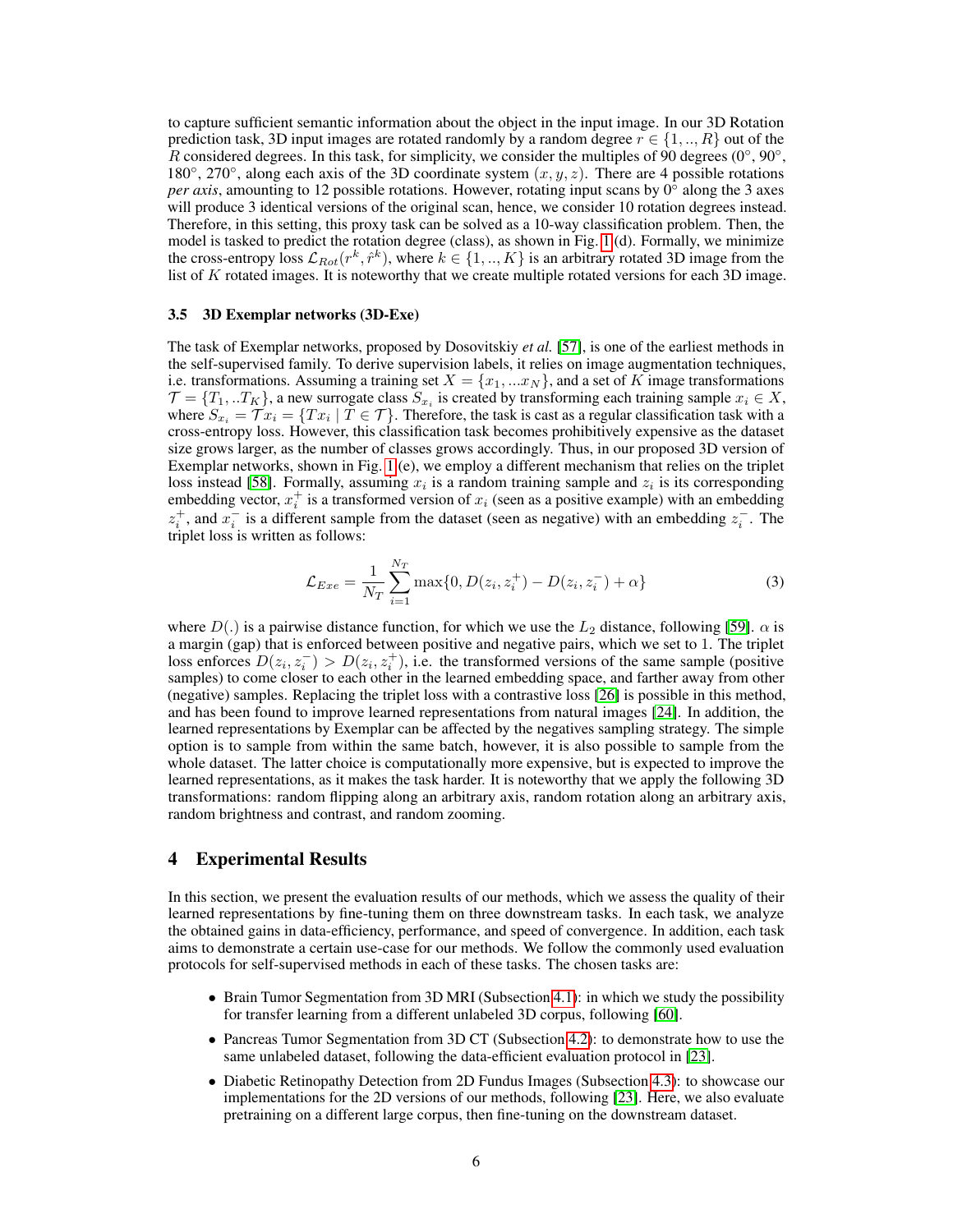to capture sufficient semantic information about the object in the input image. In our 3D Rotation prediction task, 3D input images are rotated randomly by a random degree $r \in \{1, .., R\}$ out of the $R$ considered degrees. In this task, for simplicity, we consider the multiples of 90 degrees (0°, 90°, 180°, 270°, along each axis of the 3D coordinate system $(x, y, z)$. There are 4 possible rotations *per axis*, amounting to 12 possible rotations. However, rotating input scans by 0° along the 3 axes will produce 3 identical versions of the original scan, hence, we consider 10 rotation degrees instead. Therefore, in this setting, this proxy task can be solved as a 10-way classification problem. Then, the model is tasked to predict the rotation degree (class), as shown in Fig. 1 (d). Formally, we minimize the cross-entropy loss $\mathcal{L}_{Rot}(r^k, \hat{r}^k)$, where $k \in \{1, .., K\}$ is an arbitrary rotated 3D image from the list of $K$ rotated images. It is noteworthy that we create multiple rotated versions for each 3D image.

### 3.5 3D Exemplar networks (3D-Exe)

The task of Exemplar networks, proposed by Dosovitskiy *et al.* [57], is one of the earliest methods in the self-supervised family. To derive supervision labels, it relies on image augmentation techniques, i.e. transformations. Assuming a training set $X = \{x_1, ...x_N\}$, and a set of $K$ image transformations $\mathcal{T} = \{T_1, ..T_K\}$, a new surrogate class $S_{x_i}$ is created by transforming each training sample $x_i \in X$, where $S_{x_i} = \mathcal{T}x_i = \{Tx_i \mid T \in \mathcal{T}\}$. Therefore, the task is cast as a regular classification task with a cross-entropy loss. However, this classification task becomes prohibitively expensive as the dataset size grows larger, as the number of classes grows accordingly. Thus, in our proposed 3D version of Exemplar networks, shown in Fig. 1 (e), we employ a different mechanism that relies on the triplet loss instead [58]. Formally, assuming $x_i$ is a random training sample and $z_i$ is its corresponding embedding vector, $x_i^+$ is a transformed version of $x_i$ (seen as a positive example) with an embedding $z_i^+$, and $x_i^-$ is a different sample from the dataset (seen as negative) with an embedding $z_i^-$. The triplet loss is written as follows:

$$\mathcal{L}_{Exe} = \frac{1}{N_T} \sum_{i=1}^{N_T} \max\{0, D(z_i, z_i^+) - D(z_i, z_i^-) + \alpha\} \tag{3}$$

where $D(.)$ is a pairwise distance function, for which we use the $L_2$ distance, following [59]. $\alpha$ is a margin (gap) that is enforced between positive and negative pairs, which we set to 1. The triplet loss enforces $D(z_i, z_i^-) > D(z_i, z_i^+)$, i.e. the transformed versions of the same sample (positive samples) to come closer to each other in the learned embedding space, and farther away from other (negative) samples. Replacing the triplet loss with a contrastive loss [26] is possible in this method, and has been found to improve learned representations from natural images [24]. In addition, the learned representations by Exemplar can be affected by the negatives sampling strategy. The simple option is to sample from within the same batch, however, it is also possible to sample from the whole dataset. The latter choice is computationally more expensive, but is expected to improve the learned representations, as it makes the task harder. It is noteworthy that we apply the following 3D transformations: random flipping along an arbitrary axis, random rotation along an arbitrary axis, random brightness and contrast, and random zooming.

## 4 Experimental Results

In this section, we present the evaluation results of our methods, which we assess the quality of their learned representations by fine-tuning them on three downstream tasks. In each task, we analyze the obtained gains in data-efficiency, performance, and speed of convergence. In addition, each task aims to demonstrate a certain use-case for our methods. We follow the commonly used evaluation protocols for self-supervised methods in each of these tasks. The chosen tasks are:

- Brain Tumor Segmentation from 3D MRI (Subsection 4.1): in which we study the possibility for transfer learning from a different unlabeled 3D corpus, following [60].
- Pancreas Tumor Segmentation from 3D CT (Subsection 4.2): to demonstrate how to use the same unlabeled dataset, following the data-efficient evaluation protocol in [23].
- Diabetic Retinopathy Detection from 2D Fundus Images (Subsection 4.3): to showcase our implementations for the 2D versions of our methods, following [23]. Here, we also evaluate pretraining on a different large corpus, then fine-tuning on the downstream dataset.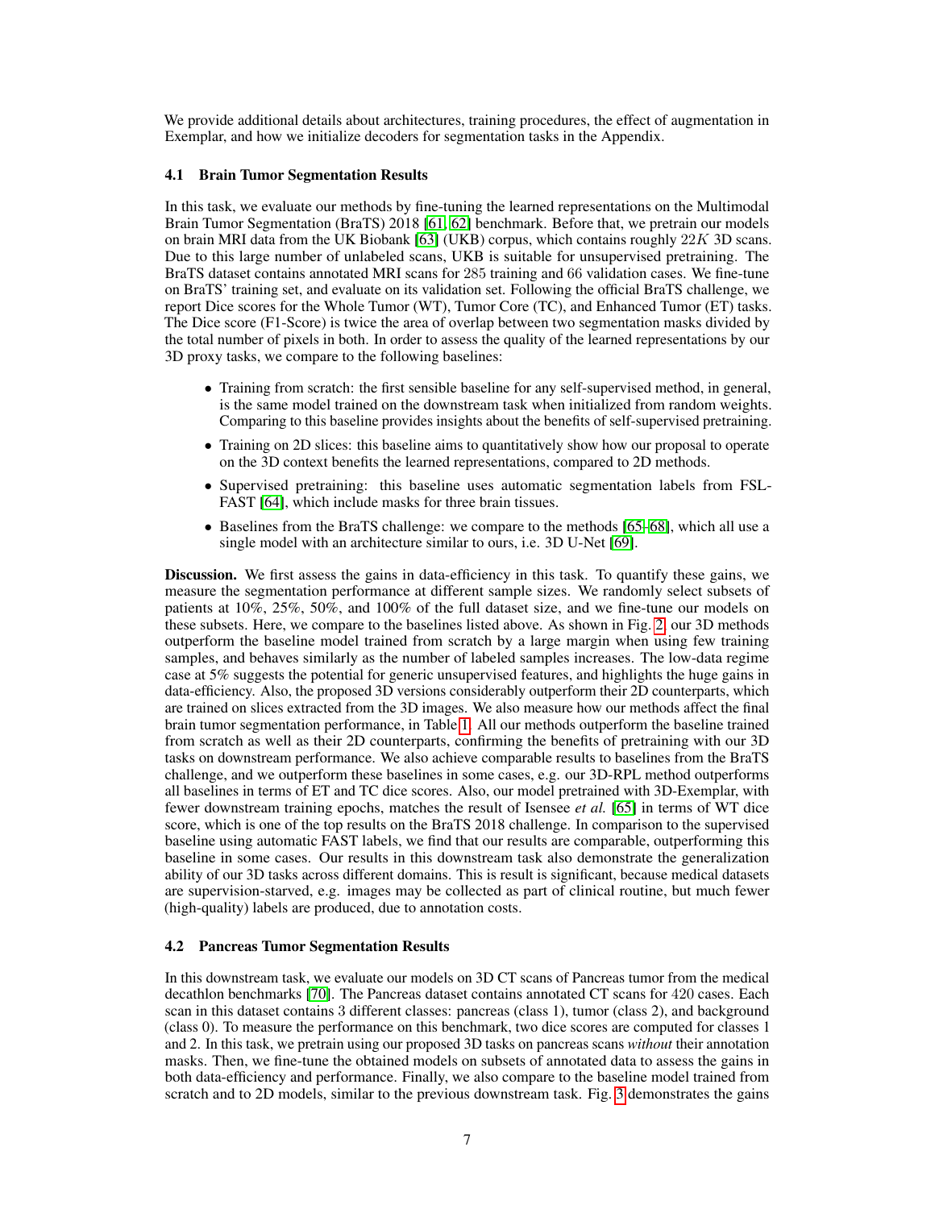We provide additional details about architectures, training procedures, the effect of augmentation in Exemplar, and how we initialize decoders for segmentation tasks in the Appendix.

### 4.1 Brain Tumor Segmentation Results

In this task, we evaluate our methods by fine-tuning the learned representations on the Multimodal Brain Tumor Segmentation (BraTS) 2018 [61, 62] benchmark. Before that, we pretrain our models on brain MRI data from the UK Biobank [63] (UKB) corpus, which contains roughly $22K$ 3D scans. Due to this large number of unlabeled scans, UKB is suitable for unsupervised pretraining. The BraTS dataset contains annotated MRI scans for 285 training and 66 validation cases. We fine-tune on BraTS' training set, and evaluate on its validation set. Following the official BraTS challenge, we report Dice scores for the Whole Tumor (WT), Tumor Core (TC), and Enhanced Tumor (ET) tasks. The Dice score (F1-Score) is twice the area of overlap between two segmentation masks divided by the total number of pixels in both. In order to assess the quality of the learned representations by our 3D proxy tasks, we compare to the following baselines:

- Training from scratch: the first sensible baseline for any self-supervised method, in general, is the same model trained on the downstream task when initialized from random weights. Comparing to this baseline provides insights about the benefits of self-supervised pretraining.
- Training on 2D slices: this baseline aims to quantitatively show how our proposal to operate on the 3D context benefits the learned representations, compared to 2D methods.
- Supervised pretraining: this baseline uses automatic segmentation labels from FSL-FAST [64], which include masks for three brain tissues.
- Baselines from the BraTS challenge: we compare to the methods [65–68], which all use a single model with an architecture similar to ours, i.e. 3D U-Net [69].

**Discussion.** We first assess the gains in data-efficiency in this task. To quantify these gains, we measure the segmentation performance at different sample sizes. We randomly select subsets of patients at 10%, 25%, 50%, and 100% of the full dataset size, and we fine-tune our models on these subsets. Here, we compare to the baselines listed above. As shown in Fig. 2, our 3D methods outperform the baseline model trained from scratch by a large margin when using few training samples, and behaves similarly as the number of labeled samples increases. The low-data regime case at 5% suggests the potential for generic unsupervised features, and highlights the huge gains in data-efficiency. Also, the proposed 3D versions considerably outperform their 2D counterparts, which are trained on slices extracted from the 3D images. We also measure how our methods affect the final brain tumor segmentation performance, in Table 1. All our methods outperform the baseline trained from scratch as well as their 2D counterparts, confirming the benefits of pretraining with our 3D tasks on downstream performance. We also achieve comparable results to baselines from the BraTS challenge, and we outperform these baselines in some cases, e.g. our 3D-RPL method outperforms all baselines in terms of ET and TC dice scores. Also, our model pretrained with 3D-Exemplar, with fewer downstream training epochs, matches the result of Isensee *et al.* [65] in terms of WT dice score, which is one of the top results on the BraTS 2018 challenge. In comparison to the supervised baseline using automatic FAST labels, we find that our results are comparable, outperforming this baseline in some cases. Our results in this downstream task also demonstrate the generalization ability of our 3D tasks across different domains. This is result is significant, because medical datasets are supervision-starved, e.g. images may be collected as part of clinical routine, but much fewer (high-quality) labels are produced, due to annotation costs.

### 4.2 Pancreas Tumor Segmentation Results

In this downstream task, we evaluate our models on 3D CT scans of Pancreas tumor from the medical decathlon benchmarks [70]. The Pancreas dataset contains annotated CT scans for 420 cases. Each scan in this dataset contains 3 different classes: pancreas (class 1), tumor (class 2), and background (class 0). To measure the performance on this benchmark, two dice scores are computed for classes 1 and 2. In this task, we pretrain using our proposed 3D tasks on pancreas scans *without* their annotation masks. Then, we fine-tune the obtained models on subsets of annotated data to assess the gains in both data-efficiency and performance. Finally, we also compare to the baseline model trained from scratch and to 2D models, similar to the previous downstream task. Fig. 3 demonstrates the gains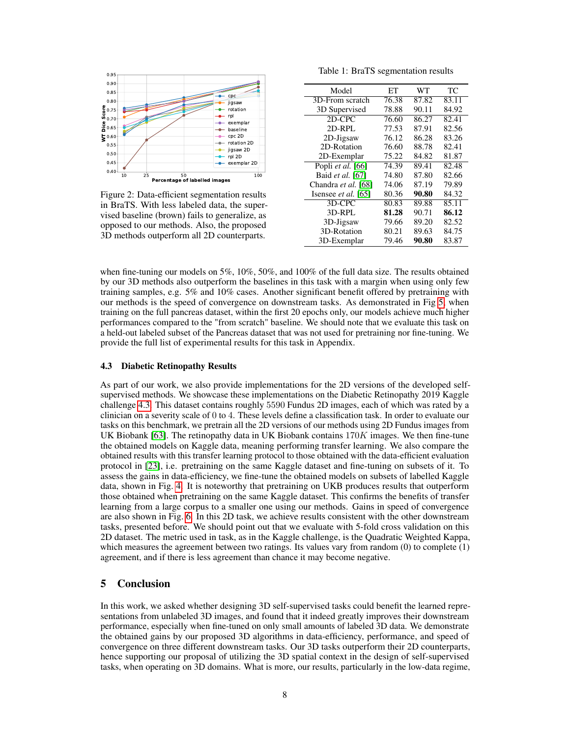Figure 2: Data-efficient segmentation results in BraTS. With less labeled data, the supervised baseline (brown) fails to generalize, as opposed to our methods. Also, the proposed 3D methods outperform all 2D counterparts.

Table 1: BraTS segmentation results

| Model | ET | WT | TC |
|---|---|---|---|
| 3D-From scratch | 76.38 | 87.82 | 83.11 |
| 3D Supervised | 78.88 | 90.11 | 84.92 |
| 2D-CPC | 76.60 | 86.27 | 82.41 |
| 2D-RPL | 77.53 | 87.91 | 82.56 |
| 2D-Jigsaw | 76.12 | 86.28 | 83.26 |
| 2D-Rotation | 76.60 | 88.78 | 82.41 |
| 2D-Exemplar | 75.22 | 84.82 | 81.87 |
| Popli *et al.* [66] | 74.39 | 89.41 | 82.48 |
| Baid *et al.* [67] | 74.80 | 87.80 | 82.66 |
| Chandra *et al.* [68] | 74.06 | 87.19 | 79.89 |
| Isensee *et al.* [65] | 80.36 | **90.80** | 84.32 |
| 3D-CPC | 80.83 | 89.88 | 85.11 |
| 3D-RPL | **81.28** | 90.71 | **86.12** |
| 3D-Jigsaw | 79.66 | 89.20 | 82.52 |
| 3D-Rotation | 80.21 | 89.63 | 84.75 |
| 3D-Exemplar | 79.46 | **90.80** | 83.87 |

when fine-tuning our models on 5%, 10%, 50%, and 100% of the full data size. The results obtained by our 3D methods also outperform the baselines in this task with a margin when using only few training samples, e.g. 5% and 10% cases. Another significant benefit offered by pretraining with our methods is the speed of convergence on downstream tasks. As demonstrated in Fig 5, when training on the full pancreas dataset, within the first 20 epochs only, our models achieve much higher performances compared to the "from scratch" baseline. We should note that we evaluate this task on a held-out labeled subset of the Pancreas dataset that was not used for pretraining nor fine-tuning. We provide the full list of experimental results for this task in Appendix.

### 4.3 Diabetic Retinopathy Results

As part of our work, we also provide implementations for the 2D versions of the developed self-supervised methods. We showcase these implementations on the Diabetic Retinopathy 2019 Kaggle challenge 4.3. This dataset contains roughly 5590 Fundus 2D images, each of which was rated by a clinician on a severity scale of 0 to 4. These levels define a classification task. In order to evaluate our tasks on this benchmark, we pretrain all the 2D versions of our methods using 2D Fundus images from UK Biobank [63]. The retinopathy data in UK Biobank contains $170K$ images. We then fine-tune the obtained models on Kaggle data, meaning performing transfer learning. We also compare the obtained results with this transfer learning protocol to those obtained with the data-efficient evaluation protocol in [23], i.e. pretraining on the same Kaggle dataset and fine-tuning on subsets of it. To assess the gains in data-efficiency, we fine-tune the obtained models on subsets of labelled Kaggle data, shown in Fig. 4. It is noteworthy that pretraining on UKB produces results that outperform those obtained when pretraining on the same Kaggle dataset. This confirms the benefits of transfer learning from a large corpus to a smaller one using our methods. Gains in speed of convergence are also shown in Fig. 6. In this 2D task, we achieve results consistent with the other downstream tasks, presented before. We should point out that we evaluate with 5-fold cross validation on this 2D dataset. The metric used in task, as in the Kaggle challenge, is the Quadratic Weighted Kappa, which measures the agreement between two ratings. Its values vary from random (0) to complete (1) agreement, and if there is less agreement than chance it may become negative.

## 5 Conclusion

In this work, we asked whether designing 3D self-supervised tasks could benefit the learned representations from unlabeled 3D images, and found that it indeed greatly improves their downstream performance, especially when fine-tuned on only small amounts of labeled 3D data. We demonstrate the obtained gains by our proposed 3D algorithms in data-efficiency, performance, and speed of convergence on three different downstream tasks. Our 3D tasks outperform their 2D counterparts, hence supporting our proposal of utilizing the 3D spatial context in the design of self-supervised tasks, when operating on 3D domains. What is more, our results, particularly in the low-data regime,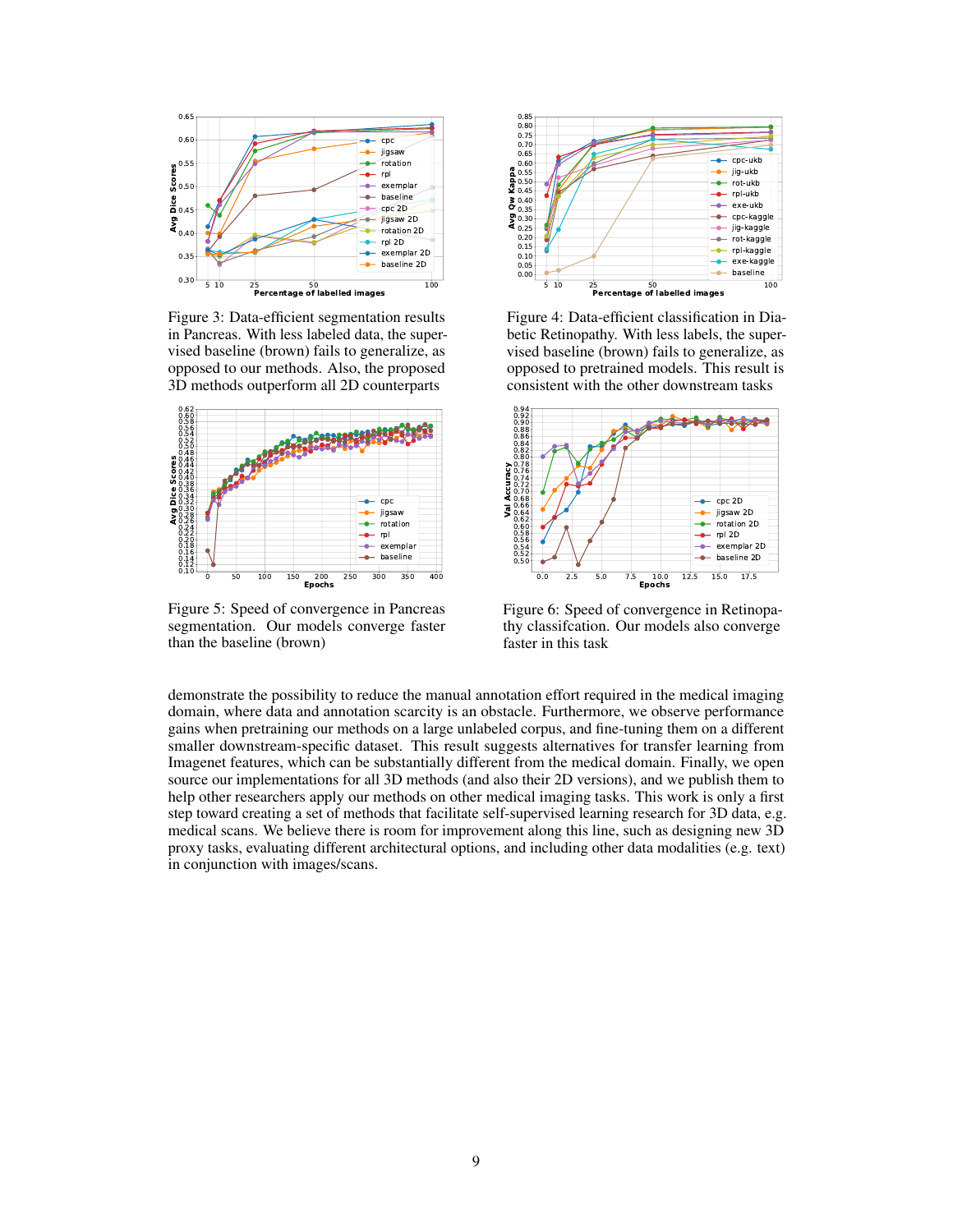Figure 3: Data-efficient segmentation results in Pancreas. With less labeled data, the supervised baseline (brown) fails to generalize, as opposed to our methods. Also, the proposed 3D methods outperform all 2D counterparts

Figure 4: Data-efficient classification in Diabetic Retinopathy. With less labels, the supervised baseline (brown) fails to generalize, as opposed to pretrained models. This result is consistent with the other downstream tasks

Figure 5: Speed of convergence in Pancreas segmentation. Our models converge faster than the baseline (brown)

Figure 6: Speed of convergence in Retinopathy classifcation. Our models also converge faster in this task

demonstrate the possibility to reduce the manual annotation effort required in the medical imaging domain, where data and annotation scarcity is an obstacle. Furthermore, we observe performance gains when pretraining our methods on a large unlabeled corpus, and fine-tuning them on a different smaller downstream-specific dataset. This result suggests alternatives for transfer learning from Imagenet features, which can be substantially different from the medical domain. Finally, we open source our implementations for all 3D methods (and also their 2D versions), and we publish them to help other researchers apply our methods on other medical imaging tasks. This work is only a first step toward creating a set of methods that facilitate self-supervised learning research for 3D data, e.g. medical scans. We believe there is room for improvement along this line, such as designing new 3D proxy tasks, evaluating different architectural options, and including other data modalities (e.g. text) in conjunction with images/scans.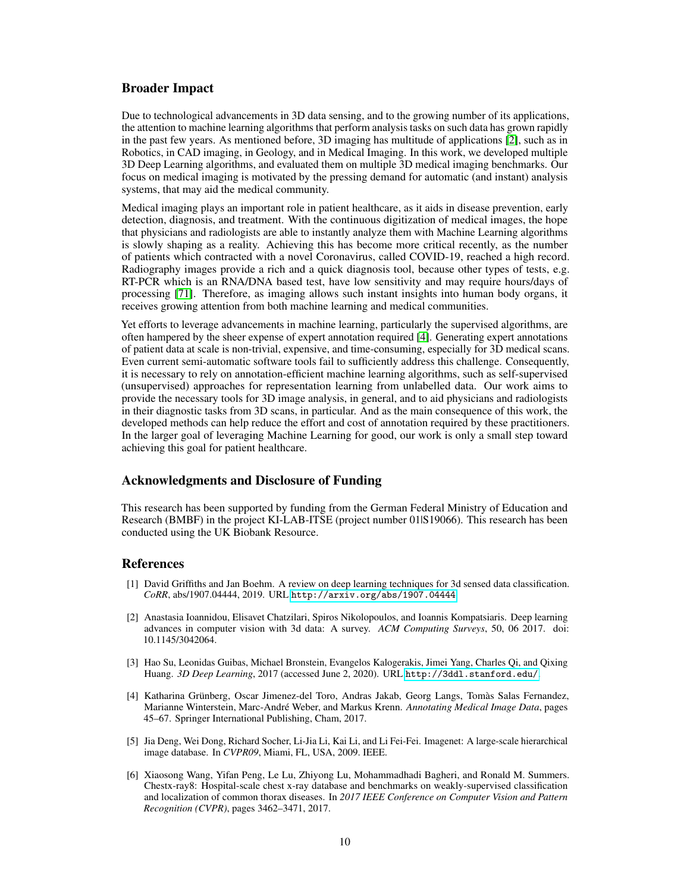## Broader Impact

Due to technological advancements in 3D data sensing, and to the growing number of its applications, the attention to machine learning algorithms that perform analysis tasks on such data has grown rapidly in the past few years. As mentioned before, 3D imaging has multitude of applications [2], such as in Robotics, in CAD imaging, in Geology, and in Medical Imaging. In this work, we developed multiple 3D Deep Learning algorithms, and evaluated them on multiple 3D medical imaging benchmarks. Our focus on medical imaging is motivated by the pressing demand for automatic (and instant) analysis systems, that may aid the medical community.

Medical imaging plays an important role in patient healthcare, as it aids in disease prevention, early detection, diagnosis, and treatment. With the continuous digitization of medical images, the hope that physicians and radiologists are able to instantly analyze them with Machine Learning algorithms is slowly shaping as a reality. Achieving this has become more critical recently, as the number of patients which contracted with a novel Coronavirus, called COVID-19, reached a high record. Radiography images provide a rich and a quick diagnosis tool, because other types of tests, e.g. RT-PCR which is an RNA/DNA based test, have low sensitivity and may require hours/days of processing [71]. Therefore, as imaging allows such instant insights into human body organs, it receives growing attention from both machine learning and medical communities.

Yet efforts to leverage advancements in machine learning, particularly the supervised algorithms, are often hampered by the sheer expense of expert annotation required [4]. Generating expert annotations of patient data at scale is non-trivial, expensive, and time-consuming, especially for 3D medical scans. Even current semi-automatic software tools fail to sufficiently address this challenge. Consequently, it is necessary to rely on annotation-efficient machine learning algorithms, such as self-supervised (unsupervised) approaches for representation learning from unlabelled data. Our work aims to provide the necessary tools for 3D image analysis, in general, and to aid physicians and radiologists in their diagnostic tasks from 3D scans, in particular. And as the main consequence of this work, the developed methods can help reduce the effort and cost of annotation required by these practitioners. In the larger goal of leveraging Machine Learning for good, our work is only a small step toward achieving this goal for patient healthcare.

## Acknowledgments and Disclosure of Funding

This research has been supported by funding from the German Federal Ministry of Education and Research (BMBF) in the project KI-LAB-ITSE (project number 01|S19066). This research has been conducted using the UK Biobank Resource.

## References

[1] David Griffiths and Jan Boehm. A review on deep learning techniques for 3d sensed data classification. *CoRR*, abs/1907.04444, 2019. URL http://arxiv.org/abs/1907.04444.

[2] Anastasia Ioannidou, Elisavet Chatzilari, Spiros Nikolopoulos, and Ioannis Kompatsiaris. Deep learning advances in computer vision with 3d data: A survey. *ACM Computing Surveys*, 50, 06 2017. doi: 10.1145/3042064.

[3] Hao Su, Leonidas Guibas, Michael Bronstein, Evangelos Kalogerakis, Jimei Yang, Charles Qi, and Qixing Huang. *3D Deep Learning*, 2017 (accessed June 2, 2020). URL http://3ddl.stanford.edu/.

[4] Katharina Grünberg, Oscar Jimenez-del Toro, Andras Jakab, Georg Langs, Tomàs Salas Fernandez, Marianne Winterstein, Marc-André Weber, and Markus Krenn. *Annotating Medical Image Data*, pages 45–67. Springer International Publishing, Cham, 2017.

[5] Jia Deng, Wei Dong, Richard Socher, Li-Jia Li, Kai Li, and Li Fei-Fei. Imagenet: A large-scale hierarchical image database. In *CVPR09*, Miami, FL, USA, 2009. IEEE.

[6] Xiaosong Wang, Yifan Peng, Le Lu, Zhiyong Lu, Mohammadhadi Bagheri, and Ronald M. Summers. Chestx-ray8: Hospital-scale chest x-ray database and benchmarks on weakly-supervised classification and localization of common thorax diseases. In *2017 IEEE Conference on Computer Vision and Pattern Recognition (CVPR)*, pages 3462–3471, 2017.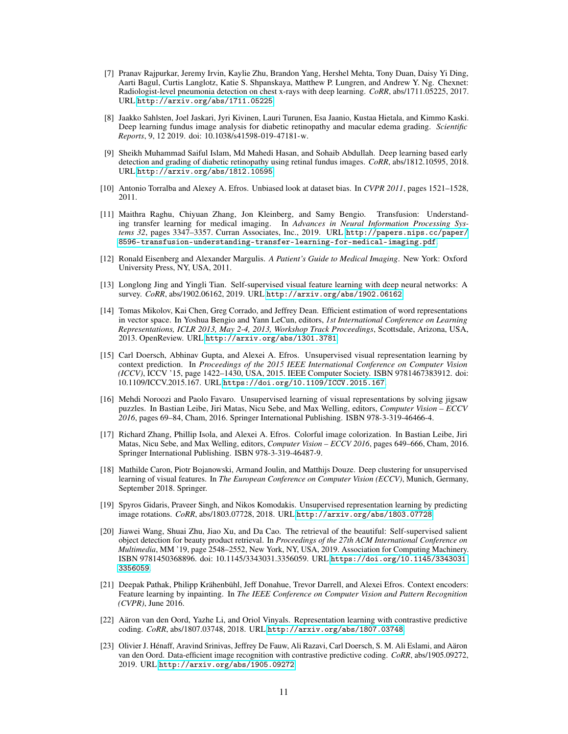[7] Pranav Rajpurkar, Jeremy Irvin, Kaylie Zhu, Brandon Yang, Hershel Mehta, Tony Duan, Daisy Yi Ding, Aarti Bagul, Curtis Langlotz, Katie S. Shpanskaya, Matthew P. Lungren, and Andrew Y. Ng. Chexnet: Radiologist-level pneumonia detection on chest x-rays with deep learning. *CoRR*, abs/1711.05225, 2017. URL `http://arxiv.org/abs/1711.05225`.

[8] Jaakko Sahlsten, Joel Jaskari, Jyri Kivinen, Lauri Turunen, Esa Jaanio, Kustaa Hietala, and Kimmo Kaski. Deep learning fundus image analysis for diabetic retinopathy and macular edema grading. *Scientific Reports*, 9, 12 2019. doi: 10.1038/s41598-019-47181-w.

[9] Sheikh Muhammad Saiful Islam, Md Mahedi Hasan, and Sohaib Abdullah. Deep learning based early detection and grading of diabetic retinopathy using retinal fundus images. *CoRR*, abs/1812.10595, 2018. URL `http://arxiv.org/abs/1812.10595`.

[10] Antonio Torralba and Alexey A. Efros. Unbiased look at dataset bias. In *CVPR 2011*, pages 1521–1528, 2011.

[11] Maithra Raghu, Chiyuan Zhang, Jon Kleinberg, and Samy Bengio. Transfusion: Understanding transfer learning for medical imaging. In *Advances in Neural Information Processing Systems 32*, pages 3347–3357. Curran Associates, Inc., 2019. URL `http://papers.nips.cc/paper/8596-transfusion-understanding-transfer-learning-for-medical-imaging.pdf`.

[12] Ronald Eisenberg and Alexander Margulis. *A Patient's Guide to Medical Imaging*. New York: Oxford University Press, NY, USA, 2011.

[13] Longlong Jing and Yingli Tian. Self-supervised visual feature learning with deep neural networks: A survey. *CoRR*, abs/1902.06162, 2019. URL `http://arxiv.org/abs/1902.06162`.

[14] Tomas Mikolov, Kai Chen, Greg Corrado, and Jeffrey Dean. Efficient estimation of word representations in vector space. In Yoshua Bengio and Yann LeCun, editors, *1st International Conference on Learning Representations, ICLR 2013, May 2-4, 2013, Workshop Track Proceedings*, Scottsdale, Arizona, USA, 2013. OpenReview. URL `http://arxiv.org/abs/1301.3781`.

[15] Carl Doersch, Abhinav Gupta, and Alexei A. Efros. Unsupervised visual representation learning by context prediction. In *Proceedings of the 2015 IEEE International Conference on Computer Vision (ICCV)*, ICCV '15, page 1422–1430, USA, 2015. IEEE Computer Society. ISBN 9781467383912. doi: 10.1109/ICCV.2015.167. URL `https://doi.org/10.1109/ICCV.2015.167`.

[16] Mehdi Noroozi and Paolo Favaro. Unsupervised learning of visual representations by solving jigsaw puzzles. In Bastian Leibe, Jiri Matas, Nicu Sebe, and Max Welling, editors, *Computer Vision – ECCV 2016*, pages 69–84, Cham, 2016. Springer International Publishing. ISBN 978-3-319-46466-4.

[17] Richard Zhang, Phillip Isola, and Alexei A. Efros. Colorful image colorization. In Bastian Leibe, Jiri Matas, Nicu Sebe, and Max Welling, editors, *Computer Vision – ECCV 2016*, pages 649–666, Cham, 2016. Springer International Publishing. ISBN 978-3-319-46487-9.

[18] Mathilde Caron, Piotr Bojanowski, Armand Joulin, and Matthijs Douze. Deep clustering for unsupervised learning of visual features. In *The European Conference on Computer Vision (ECCV)*, Munich, Germany, September 2018. Springer.

[19] Spyros Gidaris, Praveer Singh, and Nikos Komodakis. Unsupervised representation learning by predicting image rotations. *CoRR*, abs/1803.07728, 2018. URL `http://arxiv.org/abs/1803.07728`.

[20] Jiawei Wang, Shuai Zhu, Jiao Xu, and Da Cao. The retrieval of the beautiful: Self-supervised salient object detection for beauty product retrieval. In *Proceedings of the 27th ACM International Conference on Multimedia*, MM '19, page 2548–2552, New York, NY, USA, 2019. Association for Computing Machinery. ISBN 9781450368896. doi: 10.1145/3343031.3356059. URL `https://doi.org/10.1145/3343031.3356059`.

[21] Deepak Pathak, Philipp Krähenbühl, Jeff Donahue, Trevor Darrell, and Alexei Efros. Context encoders: Feature learning by inpainting. In *The IEEE Conference on Computer Vision and Pattern Recognition (CVPR)*, June 2016.

[22] Aäron van den Oord, Yazhe Li, and Oriol Vinyals. Representation learning with contrastive predictive coding. *CoRR*, abs/1807.03748, 2018. URL `http://arxiv.org/abs/1807.03748`.

[23] Olivier J. Hénaff, Aravind Srinivas, Jeffrey De Fauw, Ali Razavi, Carl Doersch, S. M. Ali Eslami, and Aäron van den Oord. Data-efficient image recognition with contrastive predictive coding. *CoRR*, abs/1905.09272, 2019. URL `http://arxiv.org/abs/1905.09272`.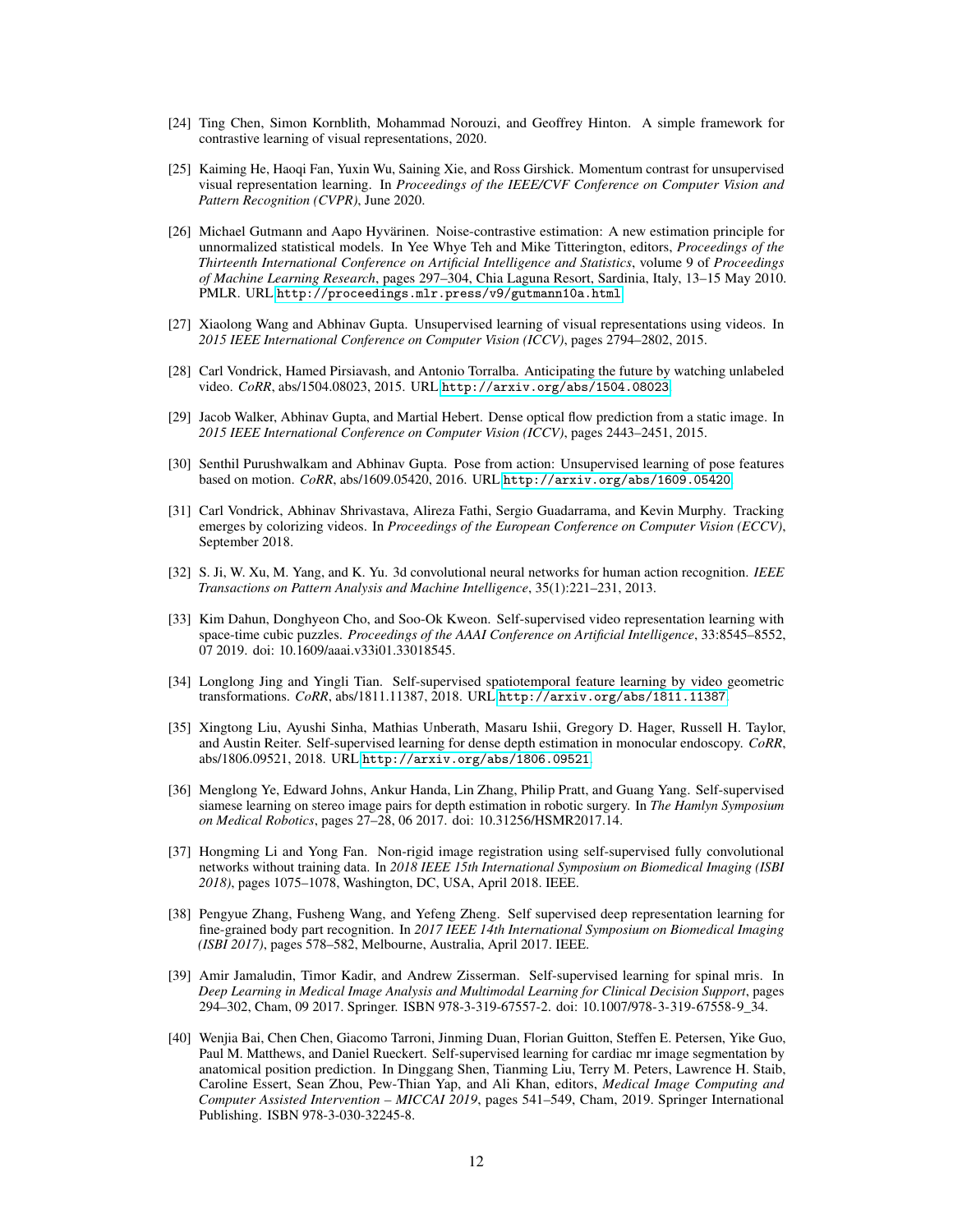[24] Ting Chen, Simon Kornblith, Mohammad Norouzi, and Geoffrey Hinton. A simple framework for contrastive learning of visual representations, 2020.

[25] Kaiming He, Haoqi Fan, Yuxin Wu, Saining Xie, and Ross Girshick. Momentum contrast for unsupervised visual representation learning. In *Proceedings of the IEEE/CVF Conference on Computer Vision and Pattern Recognition (CVPR)*, June 2020.

[26] Michael Gutmann and Aapo Hyvärinen. Noise-contrastive estimation: A new estimation principle for unnormalized statistical models. In Yee Whye Teh and Mike Titterington, editors, *Proceedings of the Thirteenth International Conference on Artificial Intelligence and Statistics*, volume 9 of *Proceedings of Machine Learning Research*, pages 297–304, Chia Laguna Resort, Sardinia, Italy, 13–15 May 2010. PMLR. URL `http://proceedings.mlr.press/v9/gutmann10a.html`.

[27] Xiaolong Wang and Abhinav Gupta. Unsupervised learning of visual representations using videos. In *2015 IEEE International Conference on Computer Vision (ICCV)*, pages 2794–2802, 2015.

[28] Carl Vondrick, Hamed Pirsiavash, and Antonio Torralba. Anticipating the future by watching unlabeled video. *CoRR*, abs/1504.08023, 2015. URL `http://arxiv.org/abs/1504.08023`.

[29] Jacob Walker, Abhinav Gupta, and Martial Hebert. Dense optical flow prediction from a static image. In *2015 IEEE International Conference on Computer Vision (ICCV)*, pages 2443–2451, 2015.

[30] Senthil Purushwalkam and Abhinav Gupta. Pose from action: Unsupervised learning of pose features based on motion. *CoRR*, abs/1609.05420, 2016. URL `http://arxiv.org/abs/1609.05420`.

[31] Carl Vondrick, Abhinav Shrivastava, Alireza Fathi, Sergio Guadarrama, and Kevin Murphy. Tracking emerges by colorizing videos. In *Proceedings of the European Conference on Computer Vision (ECCV)*, September 2018.

[32] S. Ji, W. Xu, M. Yang, and K. Yu. 3d convolutional neural networks for human action recognition. *IEEE Transactions on Pattern Analysis and Machine Intelligence*, 35(1):221–231, 2013.

[33] Kim Dahun, Donghyeon Cho, and Soo-Ok Kweon. Self-supervised video representation learning with space-time cubic puzzles. *Proceedings of the AAAI Conference on Artificial Intelligence*, 33:8545–8552, 07 2019. doi: 10.1609/aaai.v33i01.33018545.

[34] Longlong Jing and Yingli Tian. Self-supervised spatiotemporal feature learning by video geometric transformations. *CoRR*, abs/1811.11387, 2018. URL `http://arxiv.org/abs/1811.11387`.

[35] Xingtong Liu, Ayushi Sinha, Mathias Unberath, Masaru Ishii, Gregory D. Hager, Russell H. Taylor, and Austin Reiter. Self-supervised learning for dense depth estimation in monocular endoscopy. *CoRR*, abs/1806.09521, 2018. URL `http://arxiv.org/abs/1806.09521`.

[36] Menglong Ye, Edward Johns, Ankur Handa, Lin Zhang, Philip Pratt, and Guang Yang. Self-supervised siamese learning on stereo image pairs for depth estimation in robotic surgery. In *The Hamlyn Symposium on Medical Robotics*, pages 27–28, 06 2017. doi: 10.31256/HSMR2017.14.

[37] Hongming Li and Yong Fan. Non-rigid image registration using self-supervised fully convolutional networks without training data. In *2018 IEEE 15th International Symposium on Biomedical Imaging (ISBI 2018)*, pages 1075–1078, Washington, DC, USA, April 2018. IEEE.

[38] Pengyue Zhang, Fusheng Wang, and Yefeng Zheng. Self supervised deep representation learning for fine-grained body part recognition. In *2017 IEEE 14th International Symposium on Biomedical Imaging (ISBI 2017)*, pages 578–582, Melbourne, Australia, April 2017. IEEE.

[39] Amir Jamaludin, Timor Kadir, and Andrew Zisserman. Self-supervised learning for spinal mris. In *Deep Learning in Medical Image Analysis and Multimodal Learning for Clinical Decision Support*, pages 294–302, Cham, 09 2017. Springer. ISBN 978-3-319-67557-2. doi: 10.1007/978-3-319-67558-9_34.

[40] Wenjia Bai, Chen Chen, Giacomo Tarroni, Jinming Duan, Florian Guitton, Steffen E. Petersen, Yike Guo, Paul M. Matthews, and Daniel Rueckert. Self-supervised learning for cardiac mr image segmentation by anatomical position prediction. In Dinggang Shen, Tianming Liu, Terry M. Peters, Lawrence H. Staib, Caroline Essert, Sean Zhou, Pew-Thian Yap, and Ali Khan, editors, *Medical Image Computing and Computer Assisted Intervention – MICCAI 2019*, pages 541–549, Cham, 2019. Springer International Publishing. ISBN 978-3-030-32245-8.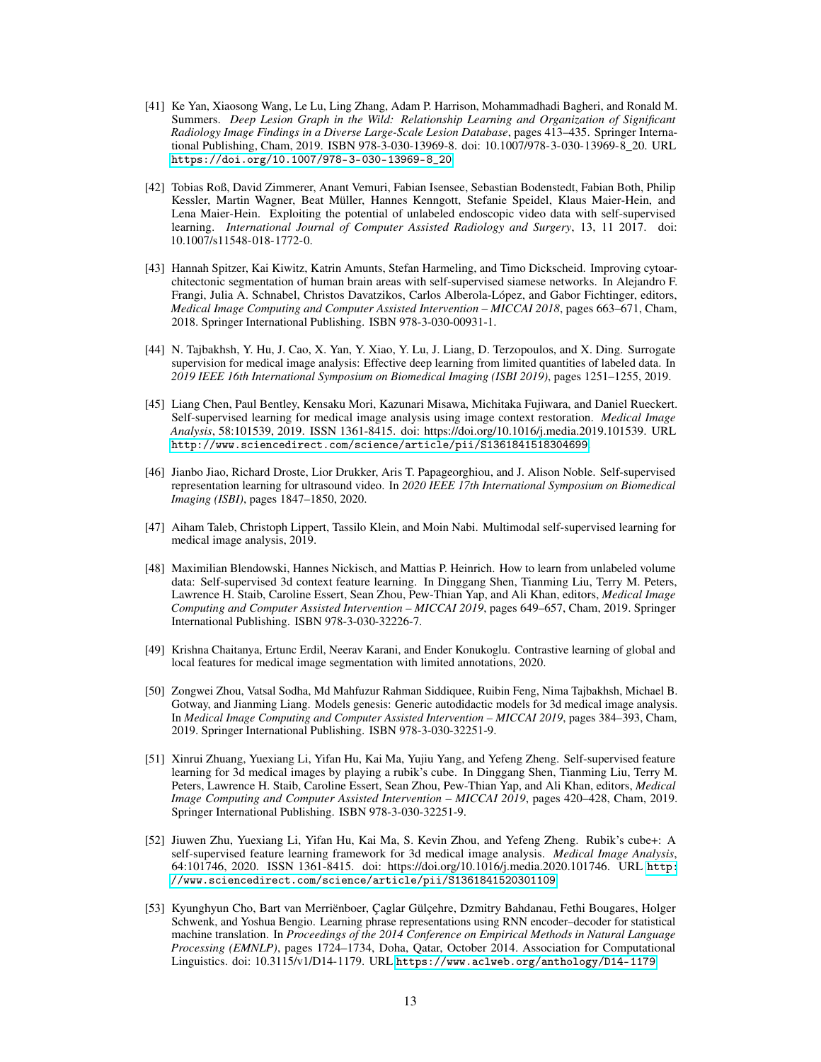[41] Ke Yan, Xiaosong Wang, Le Lu, Ling Zhang, Adam P. Harrison, Mohammadhadi Bagheri, and Ronald M. Summers. *Deep Lesion Graph in the Wild: Relationship Learning and Organization of Significant Radiology Image Findings in a Diverse Large-Scale Lesion Database*, pages 413–435. Springer International Publishing, Cham, 2019. ISBN 978-3-030-13969-8. doi: 10.1007/978-3-030-13969-8_20. URL https://doi.org/10.1007/978-3-030-13969-8_20.

[42] Tobias Roß, David Zimmerer, Anant Vemuri, Fabian Isensee, Sebastian Bodenstedt, Fabian Both, Philip Kessler, Martin Wagner, Beat Müller, Hannes Kenngott, Stefanie Speidel, Klaus Maier-Hein, and Lena Maier-Hein. Exploiting the potential of unlabeled endoscopic video data with self-supervised learning. *International Journal of Computer Assisted Radiology and Surgery*, 13, 11 2017. doi: 10.1007/s11548-018-1772-0.

[43] Hannah Spitzer, Kai Kiwitz, Katrin Amunts, Stefan Harmeling, and Timo Dickscheid. Improving cytoarchitectonic segmentation of human brain areas with self-supervised siamese networks. In Alejandro F. Frangi, Julia A. Schnabel, Christos Davatzikos, Carlos Alberola-López, and Gabor Fichtinger, editors, *Medical Image Computing and Computer Assisted Intervention – MICCAI 2018*, pages 663–671, Cham, 2018. Springer International Publishing. ISBN 978-3-030-00931-1.

[44] N. Tajbakhsh, Y. Hu, J. Cao, X. Yan, Y. Xiao, Y. Lu, J. Liang, D. Terzopoulos, and X. Ding. Surrogate supervision for medical image analysis: Effective deep learning from limited quantities of labeled data. In *2019 IEEE 16th International Symposium on Biomedical Imaging (ISBI 2019)*, pages 1251–1255, 2019.

[45] Liang Chen, Paul Bentley, Kensaku Mori, Kazunari Misawa, Michitaka Fujiwara, and Daniel Rueckert. Self-supervised learning for medical image analysis using image context restoration. *Medical Image Analysis*, 58:101539, 2019. ISSN 1361-8415. doi: https://doi.org/10.1016/j.media.2019.101539. URL http://www.sciencedirect.com/science/article/pii/S1361841518304699.

[46] Jianbo Jiao, Richard Droste, Lior Drukker, Aris T. Papageorghiou, and J. Alison Noble. Self-supervised representation learning for ultrasound video. In *2020 IEEE 17th International Symposium on Biomedical Imaging (ISBI)*, pages 1847–1850, 2020.

[47] Aiham Taleb, Christoph Lippert, Tassilo Klein, and Moin Nabi. Multimodal self-supervised learning for medical image analysis, 2019.

[48] Maximilian Blendowski, Hannes Nickisch, and Mattias P. Heinrich. How to learn from unlabeled volume data: Self-supervised 3d context feature learning. In Dinggang Shen, Tianming Liu, Terry M. Peters, Lawrence H. Staib, Caroline Essert, Sean Zhou, Pew-Thian Yap, and Ali Khan, editors, *Medical Image Computing and Computer Assisted Intervention – MICCAI 2019*, pages 649–657, Cham, 2019. Springer International Publishing. ISBN 978-3-030-32226-7.

[49] Krishna Chaitanya, Ertunc Erdil, Neerav Karani, and Ender Konukoglu. Contrastive learning of global and local features for medical image segmentation with limited annotations, 2020.

[50] Zongwei Zhou, Vatsal Sodha, Md Mahfuzur Rahman Siddiquee, Ruibin Feng, Nima Tajbakhsh, Michael B. Gotway, and Jianming Liang. Models genesis: Generic autodidactic models for 3d medical image analysis. In *Medical Image Computing and Computer Assisted Intervention – MICCAI 2019*, pages 384–393, Cham, 2019. Springer International Publishing. ISBN 978-3-030-32251-9.

[51] Xinrui Zhuang, Yuexiang Li, Yifan Hu, Kai Ma, Yujiu Yang, and Yefeng Zheng. Self-supervised feature learning for 3d medical images by playing a rubik's cube. In Dinggang Shen, Tianming Liu, Terry M. Peters, Lawrence H. Staib, Caroline Essert, Sean Zhou, Pew-Thian Yap, and Ali Khan, editors, *Medical Image Computing and Computer Assisted Intervention – MICCAI 2019*, pages 420–428, Cham, 2019. Springer International Publishing. ISBN 978-3-030-32251-9.

[52] Jiuwen Zhu, Yuexiang Li, Yifan Hu, Kai Ma, S. Kevin Zhou, and Yefeng Zheng. Rubik's cube+: A self-supervised feature learning framework for 3d medical image analysis. *Medical Image Analysis*, 64:101746, 2020. ISSN 1361-8415. doi: https://doi.org/10.1016/j.media.2020.101746. URL http://www.sciencedirect.com/science/article/pii/S1361841520301109.

[53] Kyunghyun Cho, Bart van Merriënboer, Çaglar Gülçehre, Dzmitry Bahdanau, Fethi Bougares, Holger Schwenk, and Yoshua Bengio. Learning phrase representations using RNN encoder–decoder for statistical machine translation. In *Proceedings of the 2014 Conference on Empirical Methods in Natural Language Processing (EMNLP)*, pages 1724–1734, Doha, Qatar, October 2014. Association for Computational Linguistics. doi: 10.3115/v1/D14-1179. URL https://www.aclweb.org/anthology/D14-1179.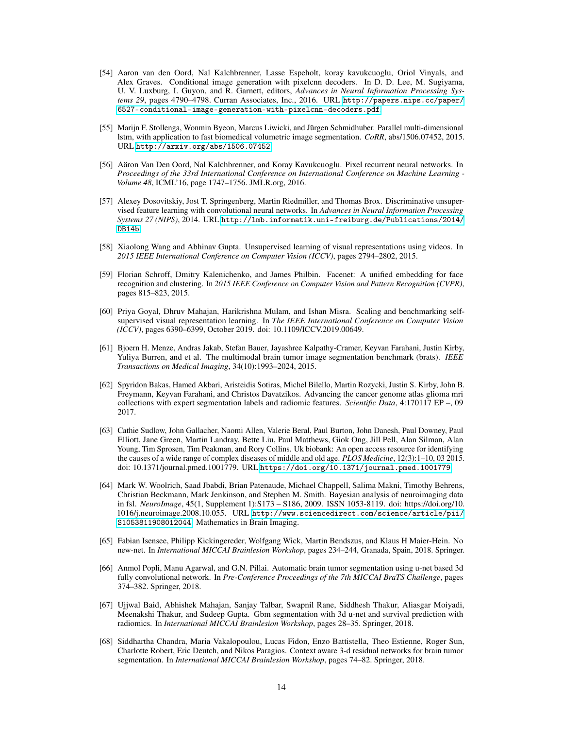[54] Aaron van den Oord, Nal Kalchbrenner, Lasse Espeholt, koray kavukcuoglu, Oriol Vinyals, and Alex Graves. Conditional image generation with pixelcnn decoders. In D. D. Lee, M. Sugiyama, U. V. Luxburg, I. Guyon, and R. Garnett, editors, *Advances in Neural Information Processing Systems 29*, pages 4790–4798. Curran Associates, Inc., 2016. URL http://papers.nips.cc/paper/6527-conditional-image-generation-with-pixelcnn-decoders.pdf.

[55] Marijn F. Stollenga, Wonmin Byeon, Marcus Liwicki, and Jürgen Schmidhuber. Parallel multi-dimensional lstm, with application to fast biomedical volumetric image segmentation. *CoRR*, abs/1506.07452, 2015. URL http://arxiv.org/abs/1506.07452.

[56] Aäron Van Den Oord, Nal Kalchbrenner, and Koray Kavukcuoglu. Pixel recurrent neural networks. In *Proceedings of the 33rd International Conference on International Conference on Machine Learning - Volume 48*, ICML'16, page 1747–1756. JMLR.org, 2016.

[57] Alexey Dosovitskiy, Jost T. Springenberg, Martin Riedmiller, and Thomas Brox. Discriminative unsupervised feature learning with convolutional neural networks. In *Advances in Neural Information Processing Systems 27 (NIPS)*, 2014. URL http://lmb.informatik.uni-freiburg.de/Publications/2014/DB14b.

[58] Xiaolong Wang and Abhinav Gupta. Unsupervised learning of visual representations using videos. In *2015 IEEE International Conference on Computer Vision (ICCV)*, pages 2794–2802, 2015.

[59] Florian Schroff, Dmitry Kalenichenko, and James Philbin. Facenet: A unified embedding for face recognition and clustering. In *2015 IEEE Conference on Computer Vision and Pattern Recognition (CVPR)*, pages 815–823, 2015.

[60] Priya Goyal, Dhruv Mahajan, Harikrishna Mulam, and Ishan Misra. Scaling and benchmarking self-supervised visual representation learning. In *The IEEE International Conference on Computer Vision (ICCV)*, pages 6390–6399, October 2019. doi: 10.1109/ICCV.2019.00649.

[61] Bjoern H. Menze, Andras Jakab, Stefan Bauer, Jayashree Kalpathy-Cramer, Keyvan Farahani, Justin Kirby, Yuliya Burren, and et al. The multimodal brain tumor image segmentation benchmark (brats). *IEEE Transactions on Medical Imaging*, 34(10):1993–2024, 2015.

[62] Spyridon Bakas, Hamed Akbari, Aristeidis Sotiras, Michel Bilello, Martin Rozycki, Justin S. Kirby, John B. Freymann, Keyvan Farahani, and Christos Davatzikos. Advancing the cancer genome atlas glioma mri collections with expert segmentation labels and radiomic features. *Scientific Data*, 4:170117 EP –, 09 2017.

[63] Cathie Sudlow, John Gallacher, Naomi Allen, Valerie Beral, Paul Burton, John Danesh, Paul Downey, Paul Elliott, Jane Green, Martin Landray, Bette Liu, Paul Matthews, Giok Ong, Jill Pell, Alan Silman, Alan Young, Tim Sprosen, Tim Peakman, and Rory Collins. Uk biobank: An open access resource for identifying the causes of a wide range of complex diseases of middle and old age. *PLOS Medicine*, 12(3):1–10, 03 2015. doi: 10.1371/journal.pmed.1001779. URL https://doi.org/10.1371/journal.pmed.1001779.

[64] Mark W. Woolrich, Saad Jbabdi, Brian Patenaude, Michael Chappell, Salima Makni, Timothy Behrens, Christian Beckmann, Mark Jenkinson, and Stephen M. Smith. Bayesian analysis of neuroimaging data in fsl. *NeuroImage*, 45(1, Supplement 1):S173 – S186, 2009. ISSN 1053-8119. doi: https://doi.org/10.1016/j.neuroimage.2008.10.055. URL http://www.sciencedirect.com/science/article/pii/S1053811908012044. Mathematics in Brain Imaging.

[65] Fabian Isensee, Philipp Kickingereder, Wolfgang Wick, Martin Bendszus, and Klaus H Maier-Hein. No new-net. In *International MICCAI Brainlesion Workshop*, pages 234–244, Granada, Spain, 2018. Springer.

[66] Anmol Popli, Manu Agarwal, and G.N. Pillai. Automatic brain tumor segmentation using u-net based 3d fully convolutional network. In *Pre-Conference Proceedings of the 7th MICCAI BraTS Challenge*, pages 374–382. Springer, 2018.

[67] Ujjwal Baid, Abhishek Mahajan, Sanjay Talbar, Swapnil Rane, Siddhesh Thakur, Aliasgar Moiyadi, Meenakshi Thakur, and Sudeep Gupta. Gbm segmentation with 3d u-net and survival prediction with radiomics. In *International MICCAI Brainlesion Workshop*, pages 28–35. Springer, 2018.

[68] Siddhartha Chandra, Maria Vakalopoulou, Lucas Fidon, Enzo Battistella, Theo Estienne, Roger Sun, Charlotte Robert, Eric Deutch, and Nikos Paragios. Context aware 3-d residual networks for brain tumor segmentation. In *International MICCAI Brainlesion Workshop*, pages 74–82. Springer, 2018.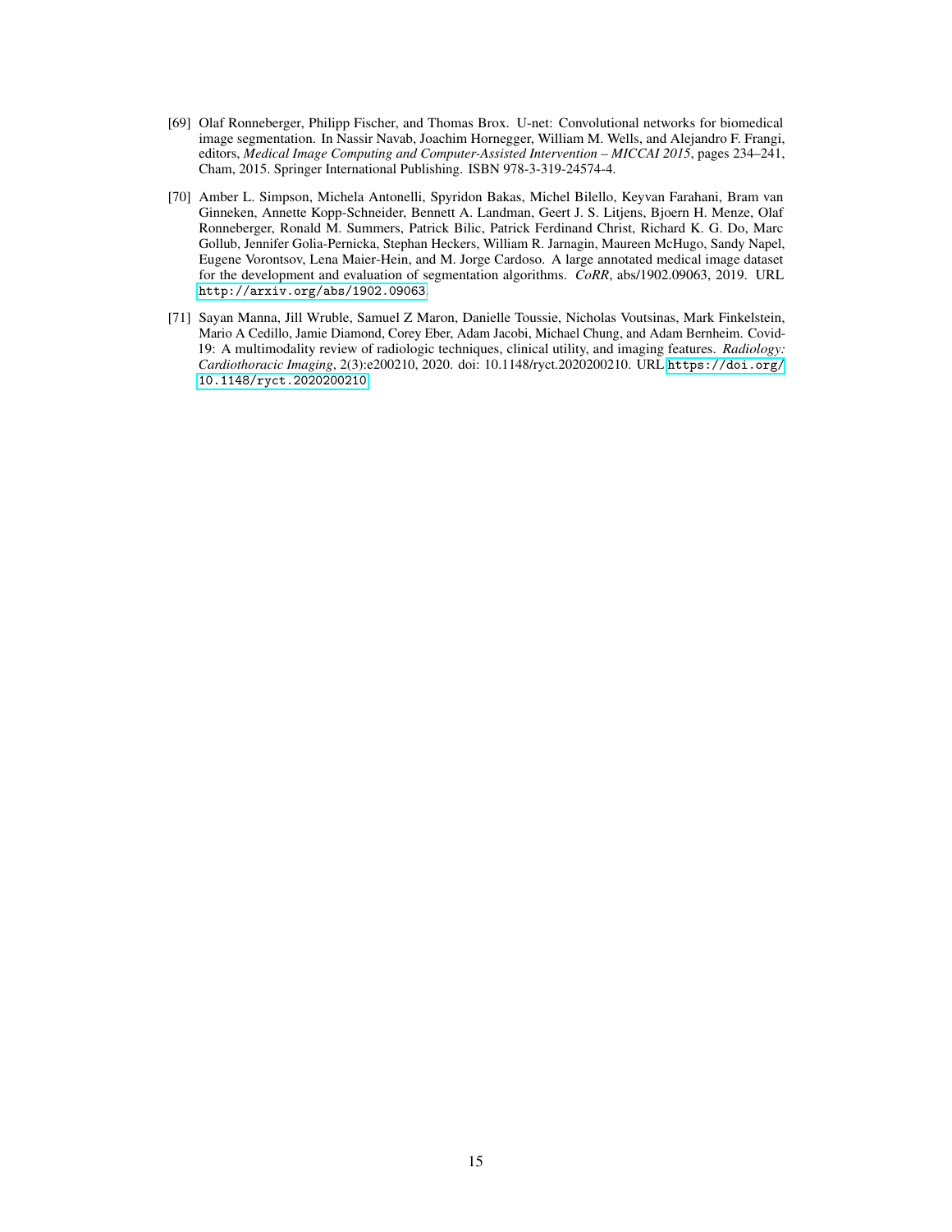[69] Olaf Ronneberger, Philipp Fischer, and Thomas Brox. U-net: Convolutional networks for biomedical image segmentation. In Nassir Navab, Joachim Hornegger, William M. Wells, and Alejandro F. Frangi, editors, *Medical Image Computing and Computer-Assisted Intervention – MICCAI 2015*, pages 234–241, Cham, 2015. Springer International Publishing. ISBN 978-3-319-24574-4.

[70] Amber L. Simpson, Michela Antonelli, Spyridon Bakas, Michel Bilello, Keyvan Farahani, Bram van Ginneken, Annette Kopp-Schneider, Bennett A. Landman, Geert J. S. Litjens, Bjoern H. Menze, Olaf Ronneberger, Ronald M. Summers, Patrick Bilic, Patrick Ferdinand Christ, Richard K. G. Do, Marc Gollub, Jennifer Golia-Pernicka, Stephan Heckers, William R. Jarnagin, Maureen McHugo, Sandy Napel, Eugene Vorontsov, Lena Maier-Hein, and M. Jorge Cardoso. A large annotated medical image dataset for the development and evaluation of segmentation algorithms. *CoRR*, abs/1902.09063, 2019. URL `http://arxiv.org/abs/1902.09063`.

[71] Sayan Manna, Jill Wruble, Samuel Z Maron, Danielle Toussie, Nicholas Voutsinas, Mark Finkelstein, Mario A Cedillo, Jamie Diamond, Corey Eber, Adam Jacobi, Michael Chung, and Adam Bernheim. Covid-19: A multimodality review of radiologic techniques, clinical utility, and imaging features. *Radiology: Cardiothoracic Imaging*, 2(3):e200210, 2020. doi: 10.1148/ryct.2020200210. URL `https://doi.org/10.1148/ryct.2020200210`.